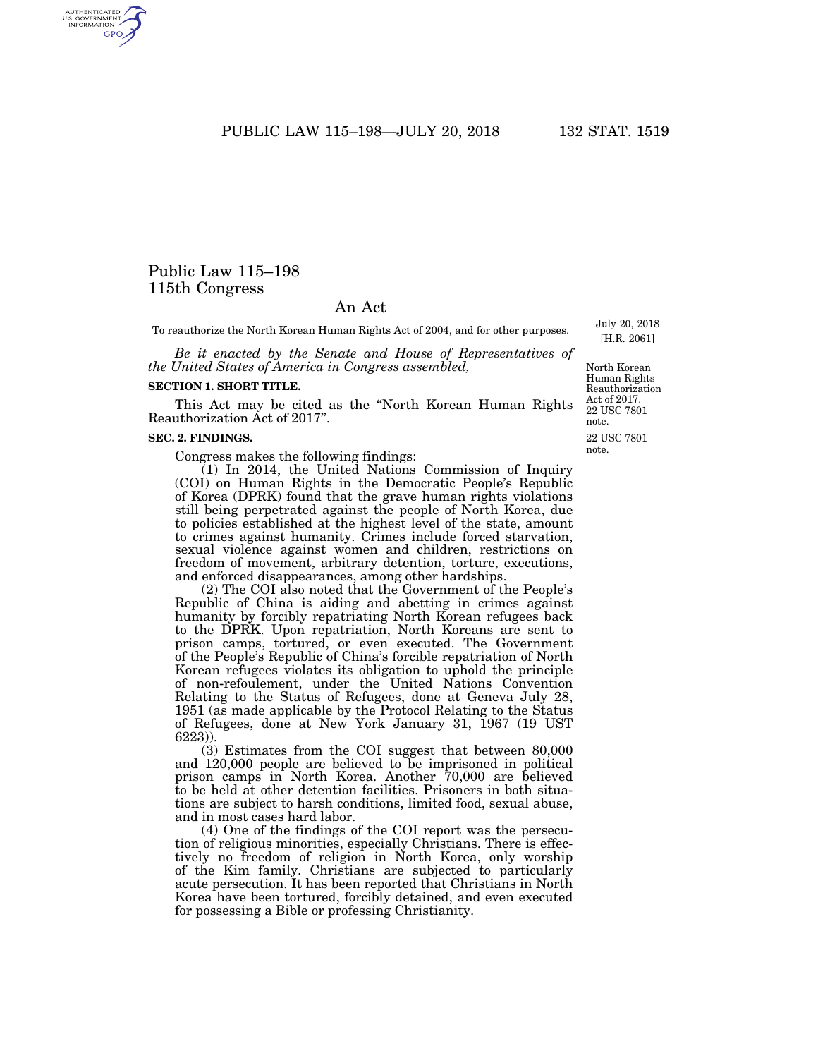# Public Law 115–198
# 115th Congress

## An Act

To reauthorize the North Korean Human Rights Act of 2004, and for other purposes.

July 20, 2018
[H.R. 2061]

*Be it enacted by the Senate and House of Representatives of the United States of America in Congress assembled,*

North Korean Human Rights Reauthorization Act of 2017.
22 USC 7801 note.

### SECTION 1. SHORT TITLE.

This Act may be cited as the "North Korean Human Rights Reauthorization Act of 2017".

22 USC 7801 note.

### SEC. 2. FINDINGS.

Congress makes the following findings:

(1) In 2014, the United Nations Commission of Inquiry (COI) on Human Rights in the Democratic People's Republic of Korea (DPRK) found that the grave human rights violations still being perpetrated against the people of North Korea, due to policies established at the highest level of the state, amount to crimes against humanity. Crimes include forced starvation, sexual violence against women and children, restrictions on freedom of movement, arbitrary detention, torture, executions, and enforced disappearances, among other hardships.

(2) The COI also noted that the Government of the People's Republic of China is aiding and abetting in crimes against humanity by forcibly repatriating North Korean refugees back to the DPRK. Upon repatriation, North Koreans are sent to prison camps, tortured, or even executed. The Government of the People's Republic of China's forcible repatriation of North Korean refugees violates its obligation to uphold the principle of non-refoulement, under the United Nations Convention Relating to the Status of Refugees, done at Geneva July 28, 1951 (as made applicable by the Protocol Relating to the Status of Refugees, done at New York January 31, 1967 (19 UST 6223)).

(3) Estimates from the COI suggest that between 80,000 and 120,000 people are believed to be imprisoned in political prison camps in North Korea. Another 70,000 are believed to be held at other detention facilities. Prisoners in both situations are subject to harsh conditions, limited food, sexual abuse, and in most cases hard labor.

(4) One of the findings of the COI report was the persecution of religious minorities, especially Christians. There is effectively no freedom of religion in North Korea, only worship of the Kim family. Christians are subjected to particularly acute persecution. It has been reported that Christians in North Korea have been tortured, forcibly detained, and even executed for possessing a Bible or professing Christianity.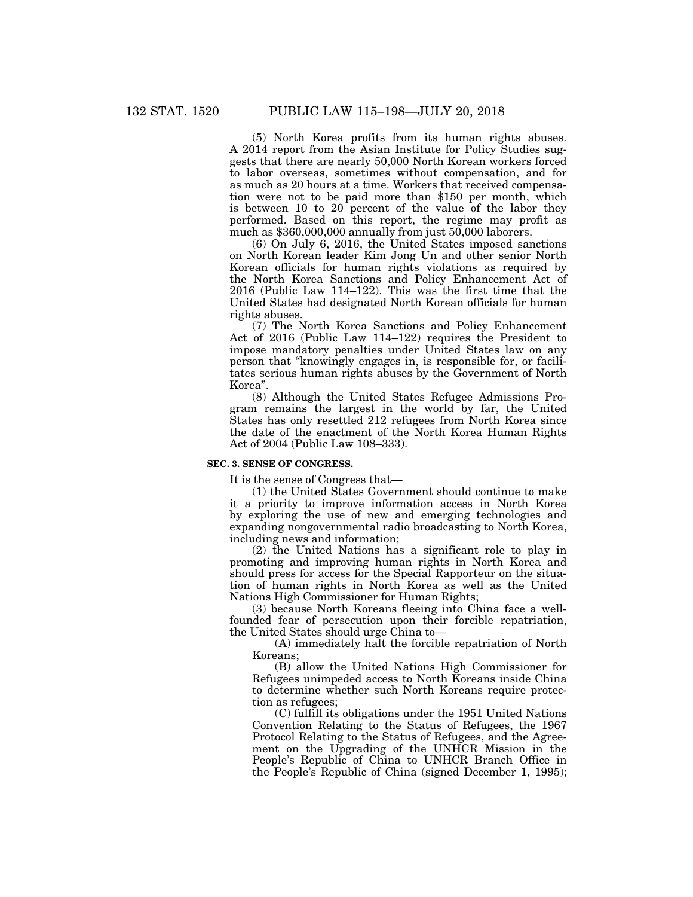(5) North Korea profits from its human rights abuses. A 2014 report from the Asian Institute for Policy Studies suggests that there are nearly 50,000 North Korean workers forced to labor overseas, sometimes without compensation, and for as much as 20 hours at a time. Workers that received compensation were not to be paid more than $150 per month, which is between 10 to 20 percent of the value of the labor they performed. Based on this report, the regime may profit as much as $360,000,000 annually from just 50,000 laborers.

(6) On July 6, 2016, the United States imposed sanctions on North Korean leader Kim Jong Un and other senior North Korean officials for human rights violations as required by the North Korea Sanctions and Policy Enhancement Act of 2016 (Public Law 114–122). This was the first time that the United States had designated North Korean officials for human rights abuses.

(7) The North Korea Sanctions and Policy Enhancement Act of 2016 (Public Law 114–122) requires the President to impose mandatory penalties under United States law on any person that "knowingly engages in, is responsible for, or facilitates serious human rights abuses by the Government of North Korea".

(8) Although the United States Refugee Admissions Program remains the largest in the world by far, the United States has only resettled 212 refugees from North Korea since the date of the enactment of the North Korea Human Rights Act of 2004 (Public Law 108–333).

**SEC. 3. SENSE OF CONGRESS.**

It is the sense of Congress that—

(1) the United States Government should continue to make it a priority to improve information access in North Korea by exploring the use of new and emerging technologies and expanding nongovernmental radio broadcasting to North Korea, including news and information;

(2) the United Nations has a significant role to play in promoting and improving human rights in North Korea and should press for access for the Special Rapporteur on the situation of human rights in North Korea as well as the United Nations High Commissioner for Human Rights;

(3) because North Koreans fleeing into China face a well-founded fear of persecution upon their forcible repatriation, the United States should urge China to—

(A) immediately halt the forcible repatriation of North Koreans;

(B) allow the United Nations High Commissioner for Refugees unimpeded access to North Koreans inside China to determine whether such North Koreans require protection as refugees;

(C) fulfill its obligations under the 1951 United Nations Convention Relating to the Status of Refugees, the 1967 Protocol Relating to the Status of Refugees, and the Agreement on the Upgrading of the UNHCR Mission in the People's Republic of China to UNHCR Branch Office in the People's Republic of China (signed December 1, 1995);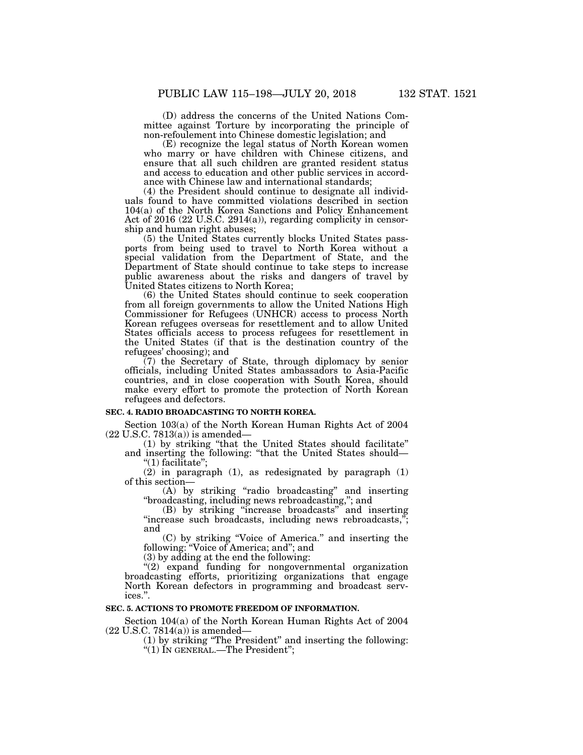(D) address the concerns of the United Nations Committee against Torture by incorporating the principle of non-refoulement into Chinese domestic legislation; and

(E) recognize the legal status of North Korean women who marry or have children with Chinese citizens, and ensure that all such children are granted resident status and access to education and other public services in accordance with Chinese law and international standards;

(4) the President should continue to designate all individuals found to have committed violations described in section 104(a) of the North Korea Sanctions and Policy Enhancement Act of 2016 (22 U.S.C. 2914(a)), regarding complicity in censorship and human right abuses;

(5) the United States currently blocks United States passports from being used to travel to North Korea without a special validation from the Department of State, and the Department of State should continue to take steps to increase public awareness about the risks and dangers of travel by United States citizens to North Korea;

(6) the United States should continue to seek cooperation from all foreign governments to allow the United Nations High Commissioner for Refugees (UNHCR) access to process North Korean refugees overseas for resettlement and to allow United States officials access to process refugees for resettlement in the United States (if that is the destination country of the refugees' choosing); and

(7) the Secretary of State, through diplomacy by senior officials, including United States ambassadors to Asia-Pacific countries, and in close cooperation with South Korea, should make every effort to promote the protection of North Korean refugees and defectors.

**SEC. 4. RADIO BROADCASTING TO NORTH KOREA.**

Section 103(a) of the North Korean Human Rights Act of 2004 (22 U.S.C. 7813(a)) is amended—

(1) by striking "that the United States should facilitate" and inserting the following: "that the United States should—
"(1) facilitate";

(2) in paragraph (1), as redesignated by paragraph (1) of this section—

(A) by striking "radio broadcasting" and inserting "broadcasting, including news rebroadcasting,"; and

(B) by striking "increase broadcasts" and inserting "increase such broadcasts, including news rebroadcasts,"; and

(C) by striking "Voice of America." and inserting the following: "Voice of America; and"; and

(3) by adding at the end the following:

"(2) expand funding for nongovernmental organization broadcasting efforts, prioritizing organizations that engage North Korean defectors in programming and broadcast services.".

**SEC. 5. ACTIONS TO PROMOTE FREEDOM OF INFORMATION.**

Section 104(a) of the North Korean Human Rights Act of 2004 (22 U.S.C. 7814(a)) is amended—

(1) by striking "The President" and inserting the following:
"(1) IN GENERAL.—The President";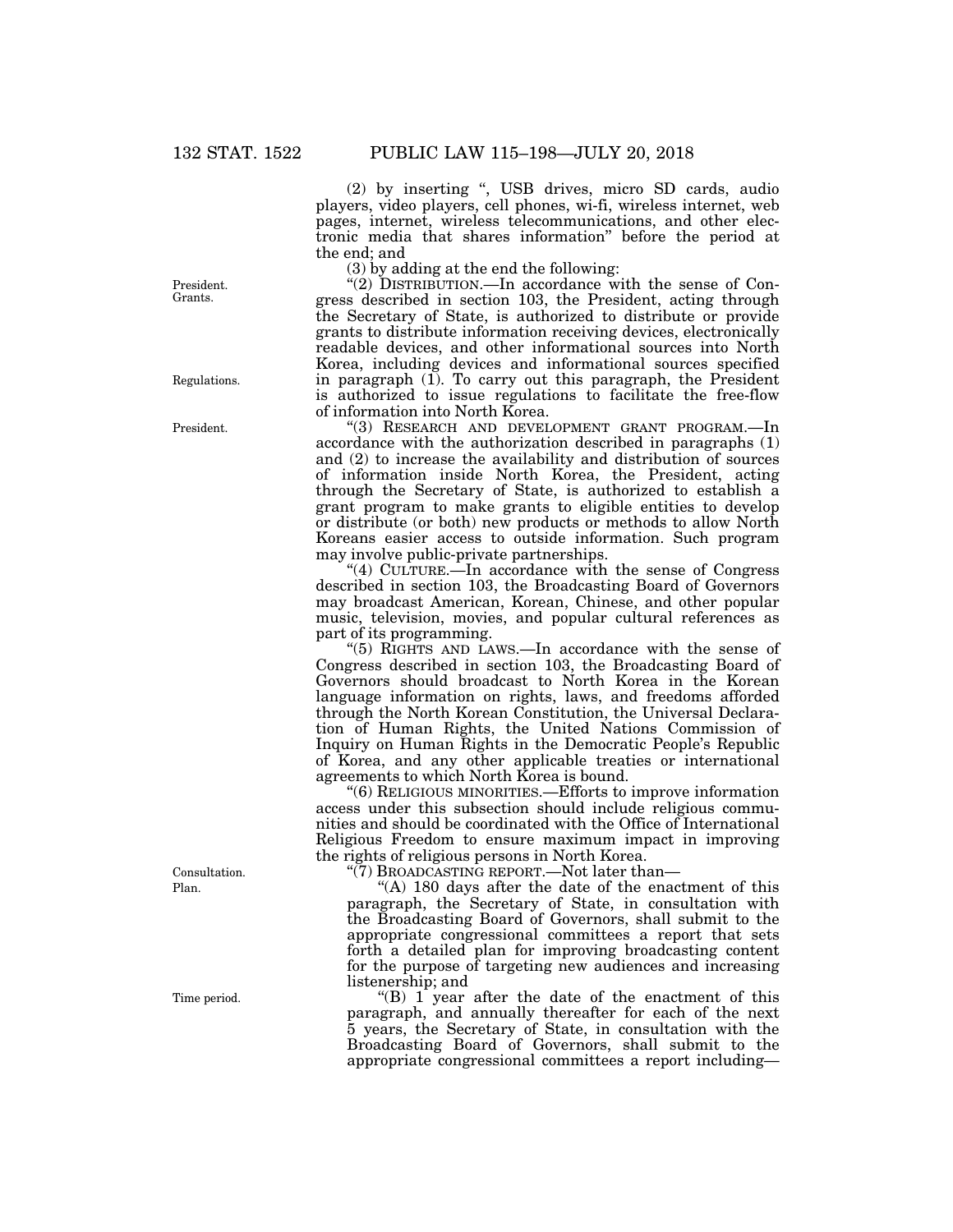(2) by inserting ", USB drives, micro SD cards, audio players, video players, cell phones, wi-fi, wireless internet, web pages, internet, wireless telecommunications, and other electronic media that shares information" before the period at the end; and

(3) by adding at the end the following:

"(2) DISTRIBUTION.—In accordance with the sense of Congress described in section 103, the President, acting through the Secretary of State, is authorized to distribute or provide grants to distribute information receiving devices, electronically readable devices, and other informational sources into North Korea, including devices and informational sources specified in paragraph (1). To carry out this paragraph, the President is authorized to issue regulations to facilitate the free-flow of information into North Korea.

"(3) RESEARCH AND DEVELOPMENT GRANT PROGRAM.—In accordance with the authorization described in paragraphs (1) and (2) to increase the availability and distribution of sources of information inside North Korea, the President, acting through the Secretary of State, is authorized to establish a grant program to make grants to eligible entities to develop or distribute (or both) new products or methods to allow North Koreans easier access to outside information. Such program may involve public-private partnerships.

"(4) CULTURE.—In accordance with the sense of Congress described in section 103, the Broadcasting Board of Governors may broadcast American, Korean, Chinese, and other popular music, television, movies, and popular cultural references as part of its programming.

"(5) RIGHTS AND LAWS.—In accordance with the sense of Congress described in section 103, the Broadcasting Board of Governors should broadcast to North Korea in the Korean language information on rights, laws, and freedoms afforded through the North Korean Constitution, the Universal Declaration of Human Rights, the United Nations Commission of Inquiry on Human Rights in the Democratic People's Republic of Korea, and any other applicable treaties or international agreements to which North Korea is bound.

"(6) RELIGIOUS MINORITIES.—Efforts to improve information access under this subsection should include religious communities and should be coordinated with the Office of International Religious Freedom to ensure maximum impact in improving the rights of religious persons in North Korea.

"(7) BROADCASTING REPORT.—Not later than—

"(A) 180 days after the date of the enactment of this paragraph, the Secretary of State, in consultation with the Broadcasting Board of Governors, shall submit to the appropriate congressional committees a report that sets forth a detailed plan for improving broadcasting content for the purpose of targeting new audiences and increasing listenership; and

"(B) 1 year after the date of the enactment of this paragraph, and annually thereafter for each of the next 5 years, the Secretary of State, in consultation with the Broadcasting Board of Governors, shall submit to the appropriate congressional committees a report including—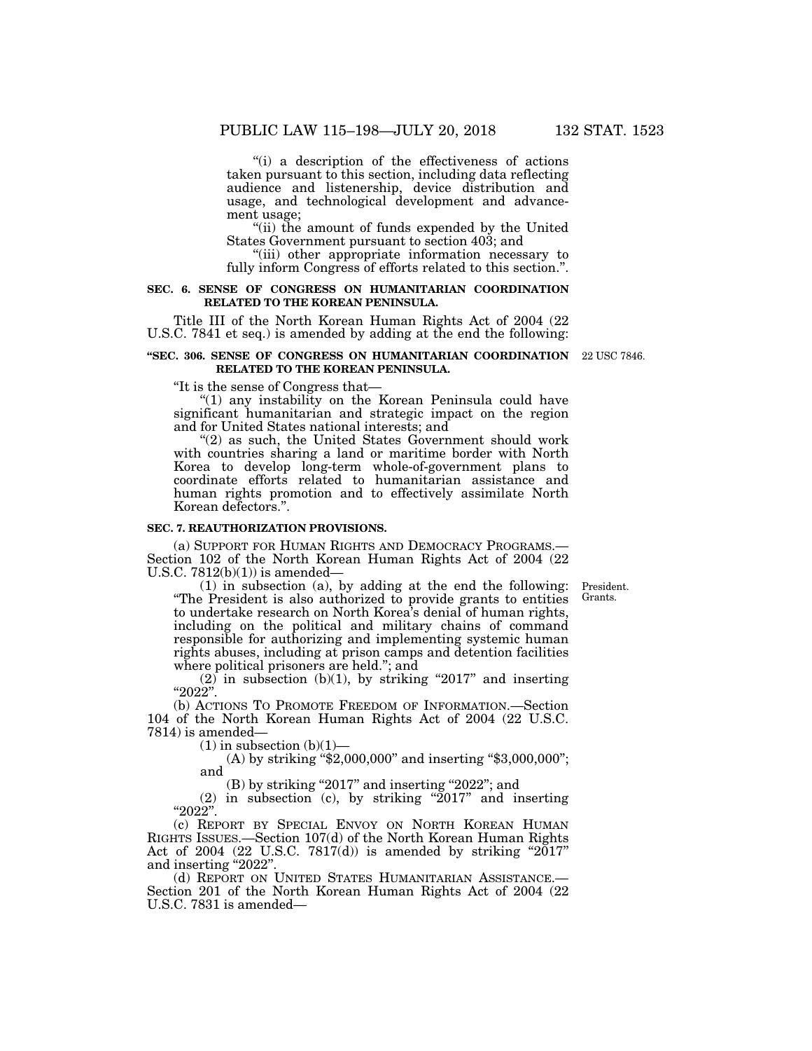"(i) a description of the effectiveness of actions taken pursuant to this section, including data reflecting audience and listenership, device distribution and usage, and technological development and advancement usage;

"(ii) the amount of funds expended by the United States Government pursuant to section 403; and

"(iii) other appropriate information necessary to fully inform Congress of efforts related to this section.".

**SEC. 6. SENSE OF CONGRESS ON HUMANITARIAN COORDINATION RELATED TO THE KOREAN PENINSULA.**

Title III of the North Korean Human Rights Act of 2004 (22 U.S.C. 7841 et seq.) is amended by adding at the end the following:

**"SEC. 306. SENSE OF CONGRESS ON HUMANITARIAN COORDINATION RELATED TO THE KOREAN PENINSULA.**

22 USC 7846.

"It is the sense of Congress that—

"(1) any instability on the Korean Peninsula could have significant humanitarian and strategic impact on the region and for United States national interests; and

"(2) as such, the United States Government should work with countries sharing a land or maritime border with North Korea to develop long-term whole-of-government plans to coordinate efforts related to humanitarian assistance and human rights promotion and to effectively assimilate North Korean defectors.".

**SEC. 7. REAUTHORIZATION PROVISIONS.**

(a) SUPPORT FOR HUMAN RIGHTS AND DEMOCRACY PROGRAMS.—Section 102 of the North Korean Human Rights Act of 2004 (22 U.S.C. 7812(b)(1)) is amended—

President. Grants.

(1) in subsection (a), by adding at the end the following: "The President is also authorized to provide grants to entities to undertake research on North Korea's denial of human rights, including on the political and military chains of command responsible for authorizing and implementing systemic human rights abuses, including at prison camps and detention facilities where political prisoners are held."; and

(2) in subsection (b)(1), by striking "2017" and inserting "2022".

(b) ACTIONS TO PROMOTE FREEDOM OF INFORMATION.—Section 104 of the North Korean Human Rights Act of 2004 (22 U.S.C. 7814) is amended—

(1) in subsection (b)(1)—

(A) by striking "$2,000,000" and inserting "$3,000,000"; and

(B) by striking "2017" and inserting "2022"; and

(2) in subsection (c), by striking "2017" and inserting "2022".

(c) REPORT BY SPECIAL ENVOY ON NORTH KOREAN HUMAN RIGHTS ISSUES.—Section 107(d) of the North Korean Human Rights Act of 2004 (22 U.S.C. 7817(d)) is amended by striking "2017" and inserting "2022".

(d) REPORT ON UNITED STATES HUMANITARIAN ASSISTANCE.—Section 201 of the North Korean Human Rights Act of 2004 (22 U.S.C. 7831 is amended—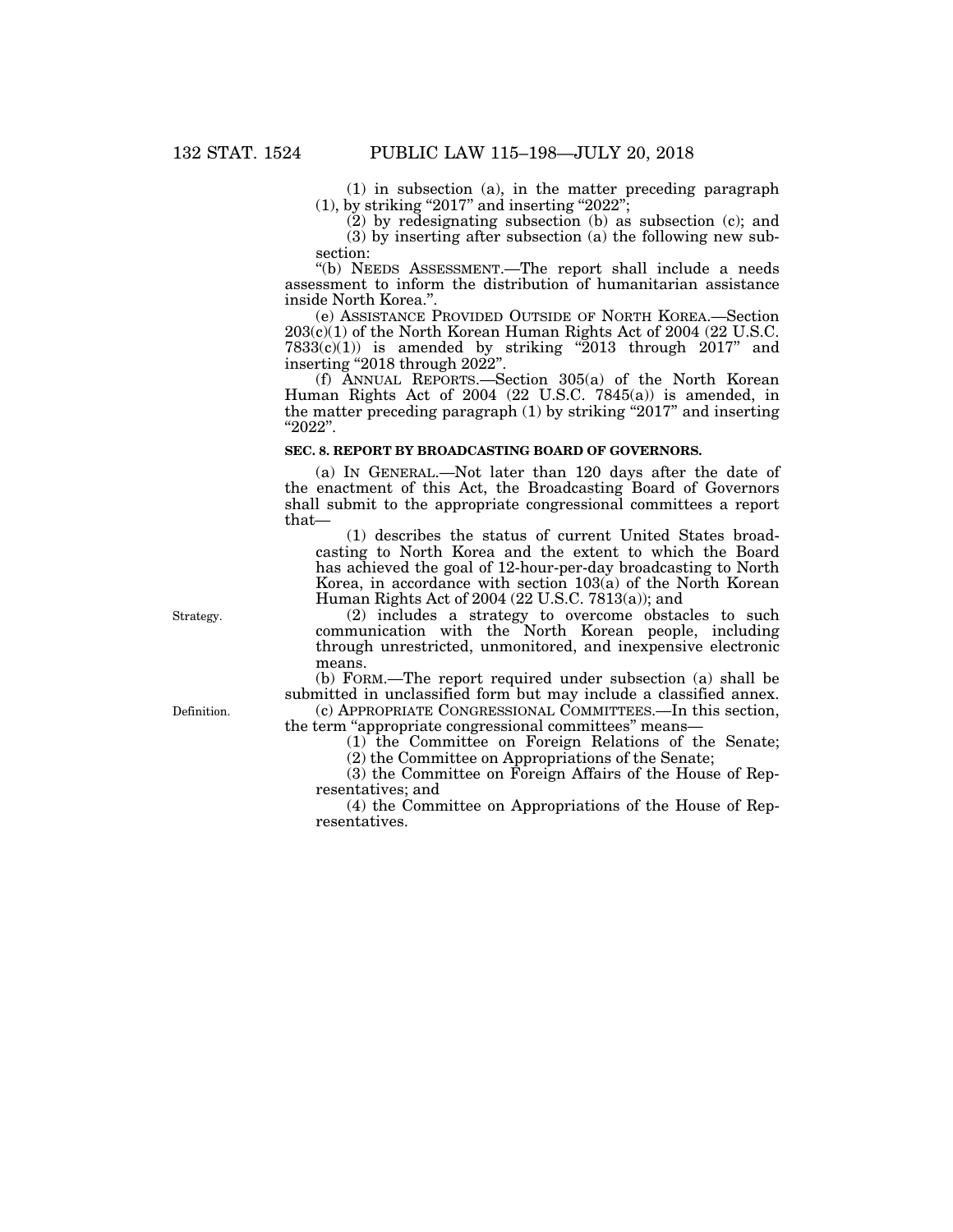(1) in subsection (a), in the matter preceding paragraph (1), by striking "2017" and inserting "2022";

(2) by redesignating subsection (b) as subsection (c); and

(3) by inserting after subsection (a) the following new subsection:

"(b) NEEDS ASSESSMENT.—The report shall include a needs assessment to inform the distribution of humanitarian assistance inside North Korea.".

(e) ASSISTANCE PROVIDED OUTSIDE OF NORTH KOREA.—Section 203(c)(1) of the North Korean Human Rights Act of 2004 (22 U.S.C. 7833(c)(1)) is amended by striking "2013 through 2017" and inserting "2018 through 2022".

(f) ANNUAL REPORTS.—Section 305(a) of the North Korean Human Rights Act of 2004 (22 U.S.C. 7845(a)) is amended, in the matter preceding paragraph (1) by striking "2017" and inserting "2022".

**SEC. 8. REPORT BY BROADCASTING BOARD OF GOVERNORS.**

(a) IN GENERAL.—Not later than 120 days after the date of the enactment of this Act, the Broadcasting Board of Governors shall submit to the appropriate congressional committees a report that—

(1) describes the status of current United States broadcasting to North Korea and the extent to which the Board has achieved the goal of 12-hour-per-day broadcasting to North Korea, in accordance with section 103(a) of the North Korean Human Rights Act of 2004 (22 U.S.C. 7813(a)); and

Strategy.

(2) includes a strategy to overcome obstacles to such communication with the North Korean people, including through unrestricted, unmonitored, and inexpensive electronic means.

(b) FORM.—The report required under subsection (a) shall be submitted in unclassified form but may include a classified annex.

Definition.

(c) APPROPRIATE CONGRESSIONAL COMMITTEES.—In this section, the term "appropriate congressional committees" means—

(1) the Committee on Foreign Relations of the Senate;

(2) the Committee on Appropriations of the Senate;

(3) the Committee on Foreign Affairs of the House of Representatives; and

(4) the Committee on Appropriations of the House of Representatives.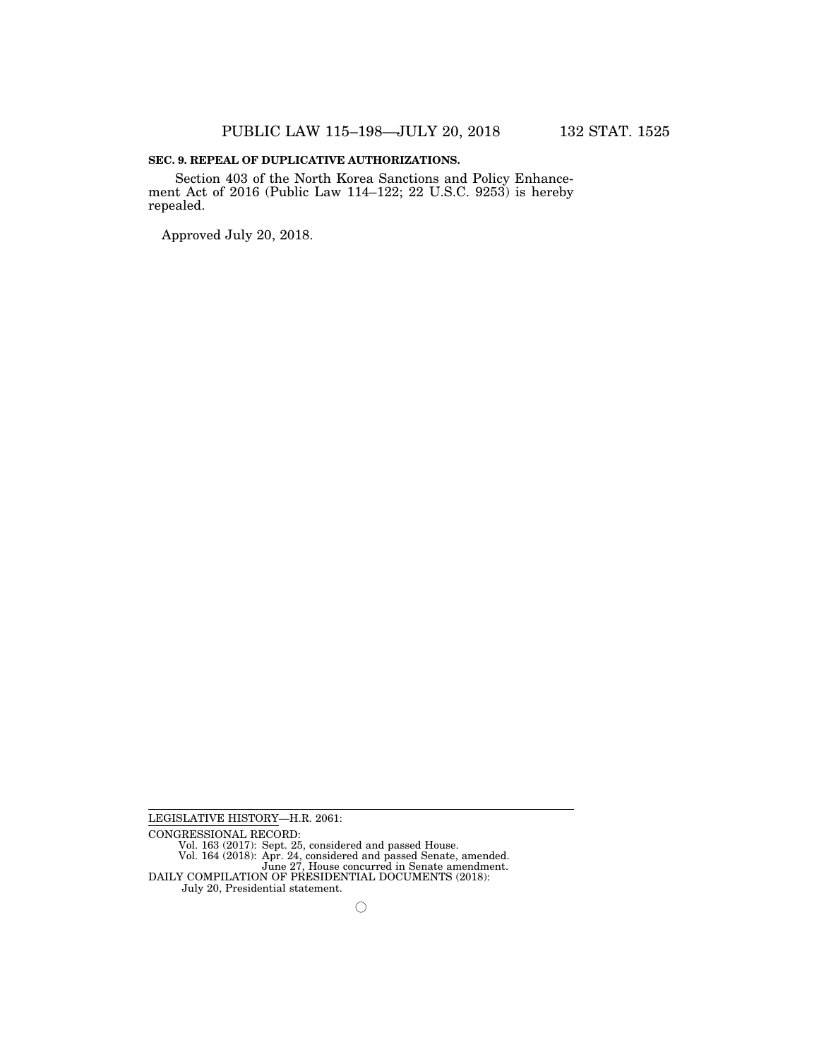**SEC. 9. REPEAL OF DUPLICATIVE AUTHORIZATIONS.**

Section 403 of the North Korea Sanctions and Policy Enhancement Act of 2016 (Public Law 114–122; 22 U.S.C. 9253) is hereby repealed.

Approved July 20, 2018.

---

LEGISLATIVE HISTORY—H.R. 2061:

CONGRESSIONAL RECORD:
- Vol. 163 (2017): Sept. 25, considered and passed House.
- Vol. 164 (2018): Apr. 24, considered and passed Senate, amended.
  - June 27, House concurred in Senate amendment.

DAILY COMPILATION OF PRESIDENTIAL DOCUMENTS (2018):
- July 20, Presidential statement.

○